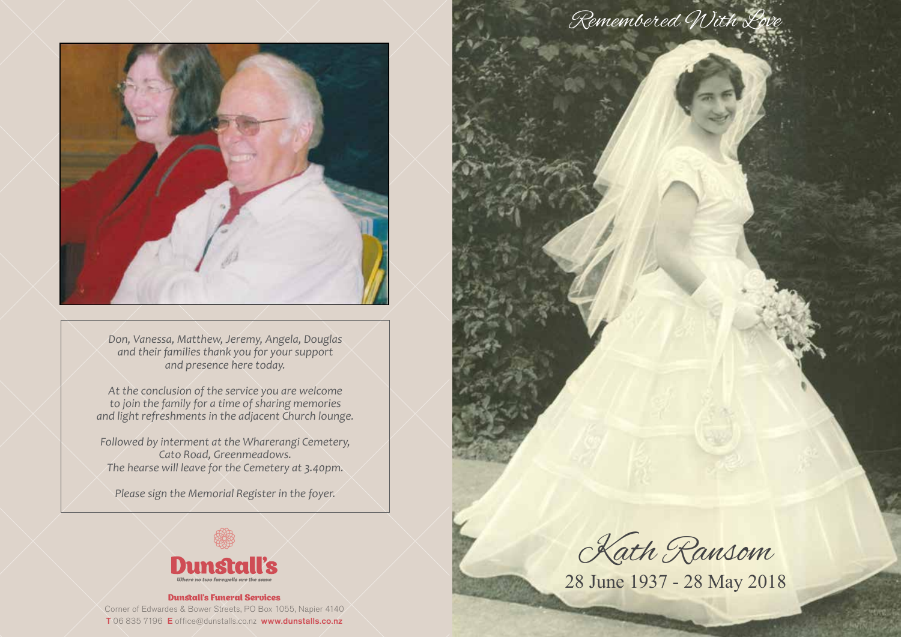Don, Vanessa, Matthew, Jeremy, Angela, Douglas and their families thank you for your support and presence here today.

At the conclusion of the service you are welcome to join the family for a time of sharing memories and light refreshments in the adjacent Church lounge.

Followed by interment at the Wharerangi Cemetery, Cato Road, Greenmeadows.
The hearse will leave for the Cemetery at 3.40pm.

Please sign the Memorial Register in the foyer.

**Dunstall's**
*Where no two farewells are the same*

**Dunstall's Funeral Services**
Corner of Edwardes & Bower Streets, PO Box 1055, Napier 4140
**T** 06 835 7196 **E** office@dunstalls.co.nz **www.dunstalls.co.nz**

*Remembered With Love*

# Kath Ransom

28 June 1937 - 28 May 2018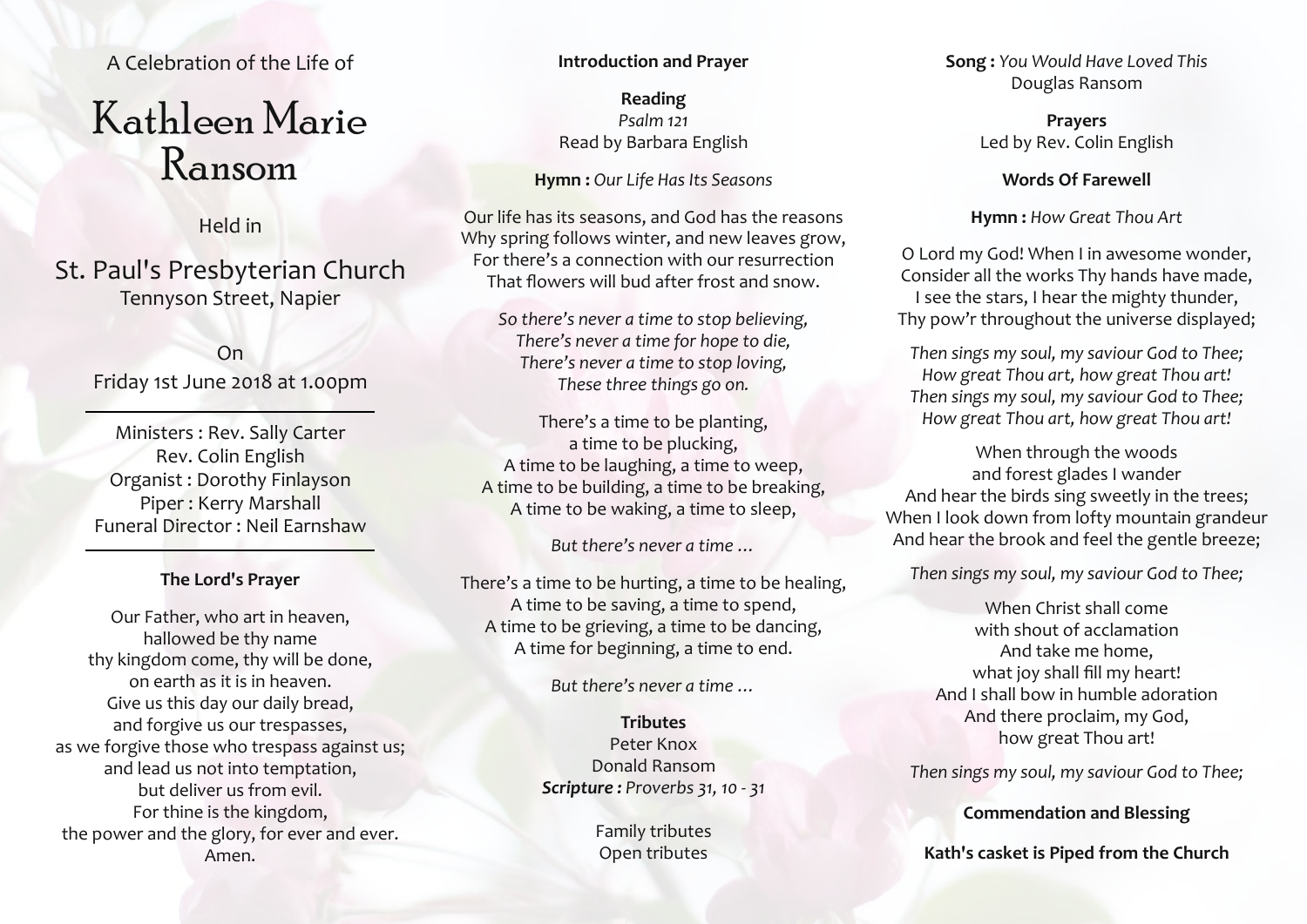A Celebration of the Life of

# Kathleen Marie Ransom

Held in

## St. Paul's Presbyterian Church

Tennyson Street, Napier

On

Friday 1st June 2018 at 1.00pm

---

Ministers : Rev. Sally Carter
Rev. Colin English
Organist : Dorothy Finlayson
Piper : Kerry Marshall
Funeral Director : Neil Earnshaw

---

**The Lord's Prayer**

Our Father, who art in heaven,
hallowed be thy name
thy kingdom come, thy will be done,
on earth as it is in heaven.
Give us this day our daily bread,
and forgive us our trespasses,
as we forgive those who trespass against us;
and lead us not into temptation,
but deliver us from evil.
For thine is the kingdom,
the power and the glory, for ever and ever.
Amen.

**Introduction and Prayer**

**Reading**
*Psalm 121*
Read by Barbara English

**Hymn :** *Our Life Has Its Seasons*

Our life has its seasons, and God has the reasons
Why spring follows winter, and new leaves grow,
For there's a connection with our resurrection
That flowers will bud after frost and snow.

*So there's never a time to stop believing,*
*There's never a time for hope to die,*
*There's never a time to stop loving,*
*These three things go on.*

There's a time to be planting,
a time to be plucking,
A time to be laughing, a time to weep,
A time to be building, a time to be breaking,
A time to be waking, a time to sleep,

*But there's never a time …*

There's a time to be hurting, a time to be healing,
A time to be saving, a time to spend,
A time to be grieving, a time to be dancing,
A time for beginning, a time to end.

*But there's never a time …*

**Tributes**
Peter Knox
Donald Ransom
***Scripture :*** *Proverbs 31, 10 - 31*

Family tributes
Open tributes

**Song :** *You Would Have Loved This*
Douglas Ransom

**Prayers**
Led by Rev. Colin English

**Words Of Farewell**

**Hymn :** *How Great Thou Art*

O Lord my God! When I in awesome wonder,
Consider all the works Thy hands have made,
I see the stars, I hear the mighty thunder,
Thy pow'r throughout the universe displayed;

*Then sings my soul, my saviour God to Thee;*
*How great Thou art, how great Thou art!*
*Then sings my soul, my saviour God to Thee;*
*How great Thou art, how great Thou art!*

When through the woods
and forest glades I wander
And hear the birds sing sweetly in the trees;
When I look down from lofty mountain grandeur
And hear the brook and feel the gentle breeze;

*Then sings my soul, my saviour God to Thee;*

When Christ shall come
with shout of acclamation
And take me home,
what joy shall fill my heart!
And I shall bow in humble adoration
And there proclaim, my God,
how great Thou art!

*Then sings my soul, my saviour God to Thee;*

**Commendation and Blessing**

**Kath's casket is Piped from the Church**